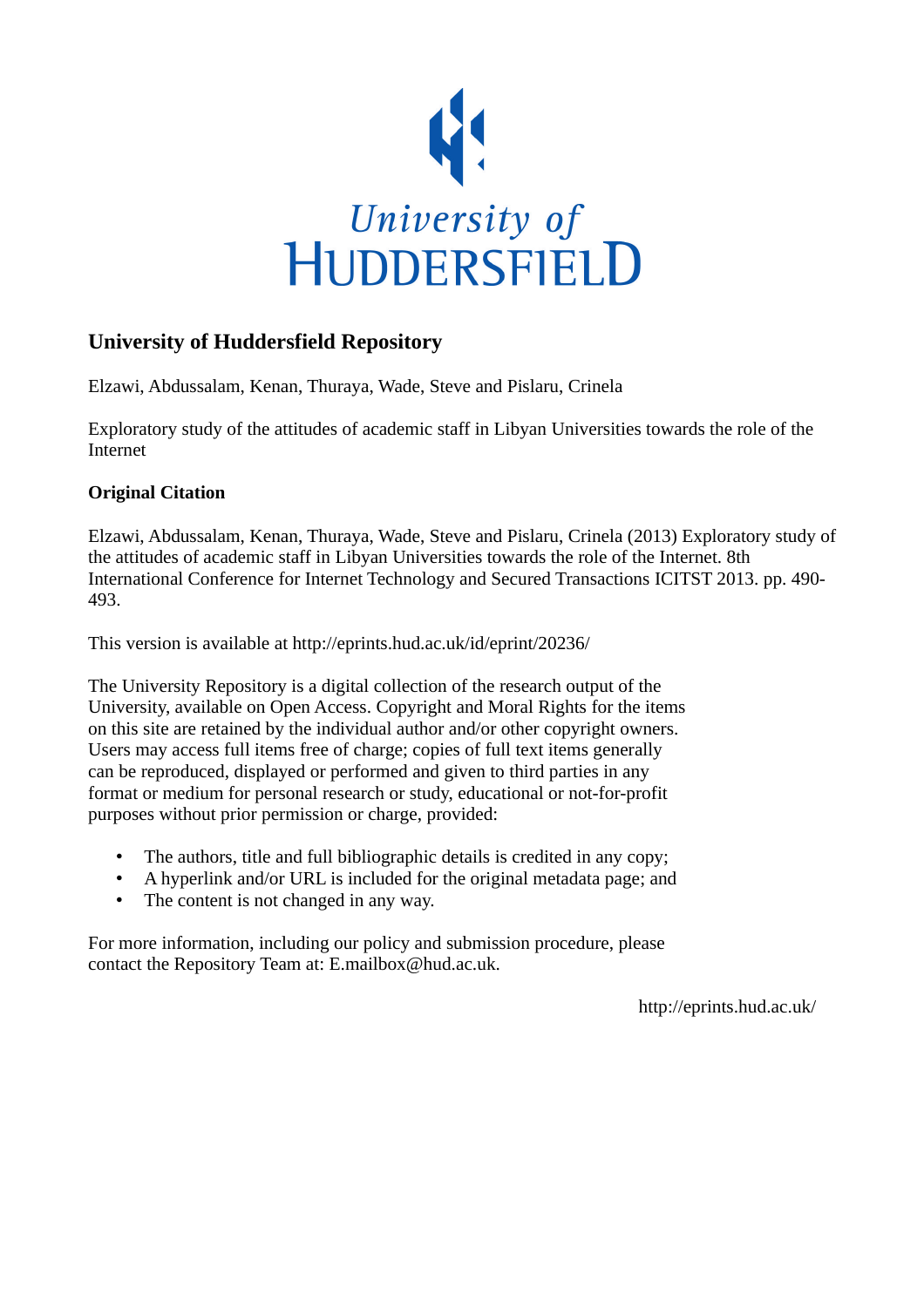University of
HUDDERSFIELD

## University of Huddersfield Repository

Elzawi, Abdussalam, Kenan, Thuraya, Wade, Steve and Pislaru, Crinela

Exploratory study of the attitudes of academic staff in Libyan Universities towards the role of the Internet

### Original Citation

Elzawi, Abdussalam, Kenan, Thuraya, Wade, Steve and Pislaru, Crinela (2013) Exploratory study of the attitudes of academic staff in Libyan Universities towards the role of the Internet. 8th International Conference for Internet Technology and Secured Transactions ICITST 2013. pp. 490-493.

This version is available at http://eprints.hud.ac.uk/id/eprint/20236/

The University Repository is a digital collection of the research output of the University, available on Open Access. Copyright and Moral Rights for the items on this site are retained by the individual author and/or other copyright owners. Users may access full items free of charge; copies of full text items generally can be reproduced, displayed or performed and given to third parties in any format or medium for personal research or study, educational or not-for-profit purposes without prior permission or charge, provided:

- The authors, title and full bibliographic details is credited in any copy;
- A hyperlink and/or URL is included for the original metadata page; and
- The content is not changed in any way.

For more information, including our policy and submission procedure, please contact the Repository Team at: E.mailbox@hud.ac.uk.

http://eprints.hud.ac.uk/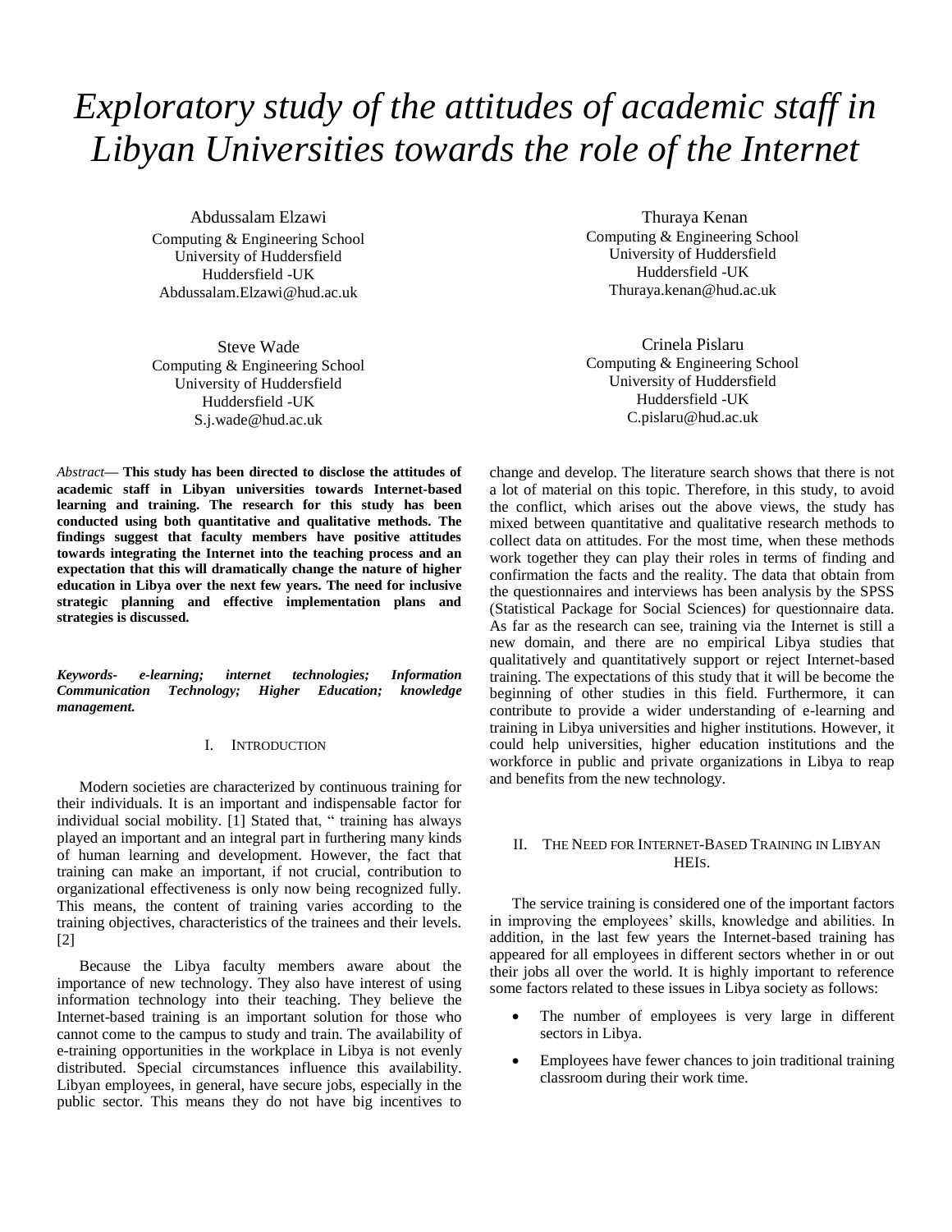# Exploratory study of the attitudes of academic staff in Libyan Universities towards the role of the Internet

Abdussalam Elzawi
Computing & Engineering School
University of Huddersfield
Huddersfield -UK
Abdussalam.Elzawi@hud.ac.uk

Thuraya Kenan
Computing & Engineering School
University of Huddersfield
Huddersfield -UK
Thuraya.kenan@hud.ac.uk

Steve Wade
Computing & Engineering School
University of Huddersfield
Huddersfield -UK
S.j.wade@hud.ac.uk

Crinela Pislaru
Computing & Engineering School
University of Huddersfield
Huddersfield -UK
C.pislaru@hud.ac.uk

*Abstract*— **This study has been directed to disclose the attitudes of academic staff in Libyan universities towards Internet-based learning and training. The research for this study has been conducted using both quantitative and qualitative methods. The findings suggest that faculty members have positive attitudes towards integrating the Internet into the teaching process and an expectation that this will dramatically change the nature of higher education in Libya over the next few years. The need for inclusive strategic planning and effective implementation plans and strategies is discussed.**

***Keywords- e-learning; internet technologies; Information Communication Technology; Higher Education; knowledge management.***

## I. Introduction

Modern societies are characterized by continuous training for their individuals. It is an important and indispensable factor for individual social mobility. [1] Stated that, " training has always played an important and an integral part in furthering many kinds of human learning and development. However, the fact that training can make an important, if not crucial, contribution to organizational effectiveness is only now being recognized fully. This means, the content of training varies according to the training objectives, characteristics of the trainees and their levels. [2]

Because the Libya faculty members aware about the importance of new technology. They also have interest of using information technology into their teaching. They believe the Internet-based training is an important solution for those who cannot come to the campus to study and train. The availability of e-training opportunities in the workplace in Libya is not evenly distributed. Special circumstances influence this availability. Libyan employees, in general, have secure jobs, especially in the public sector. This means they do not have big incentives to change and develop. The literature search shows that there is not a lot of material on this topic. Therefore, in this study, to avoid the conflict, which arises out the above views, the study has mixed between quantitative and qualitative research methods to collect data on attitudes. For the most time, when these methods work together they can play their roles in terms of finding and confirmation the facts and the reality. The data that obtain from the questionnaires and interviews has been analysis by the SPSS (Statistical Package for Social Sciences) for questionnaire data. As far as the research can see, training via the Internet is still a new domain, and there are no empirical Libya studies that qualitatively and quantitatively support or reject Internet-based training. The expectations of this study that it will be become the beginning of other studies in this field. Furthermore, it can contribute to provide a wider understanding of e-learning and training in Libya universities and higher institutions. However, it could help universities, higher education institutions and the workforce in public and private organizations in Libya to reap and benefits from the new technology.

## II. The Need for Internet-Based Training in Libyan HEIs.

The service training is considered one of the important factors in improving the employees' skills, knowledge and abilities. In addition, in the last few years the Internet-based training has appeared for all employees in different sectors whether in or out their jobs all over the world. It is highly important to reference some factors related to these issues in Libya society as follows:

- The number of employees is very large in different sectors in Libya.
- Employees have fewer chances to join traditional training classroom during their work time.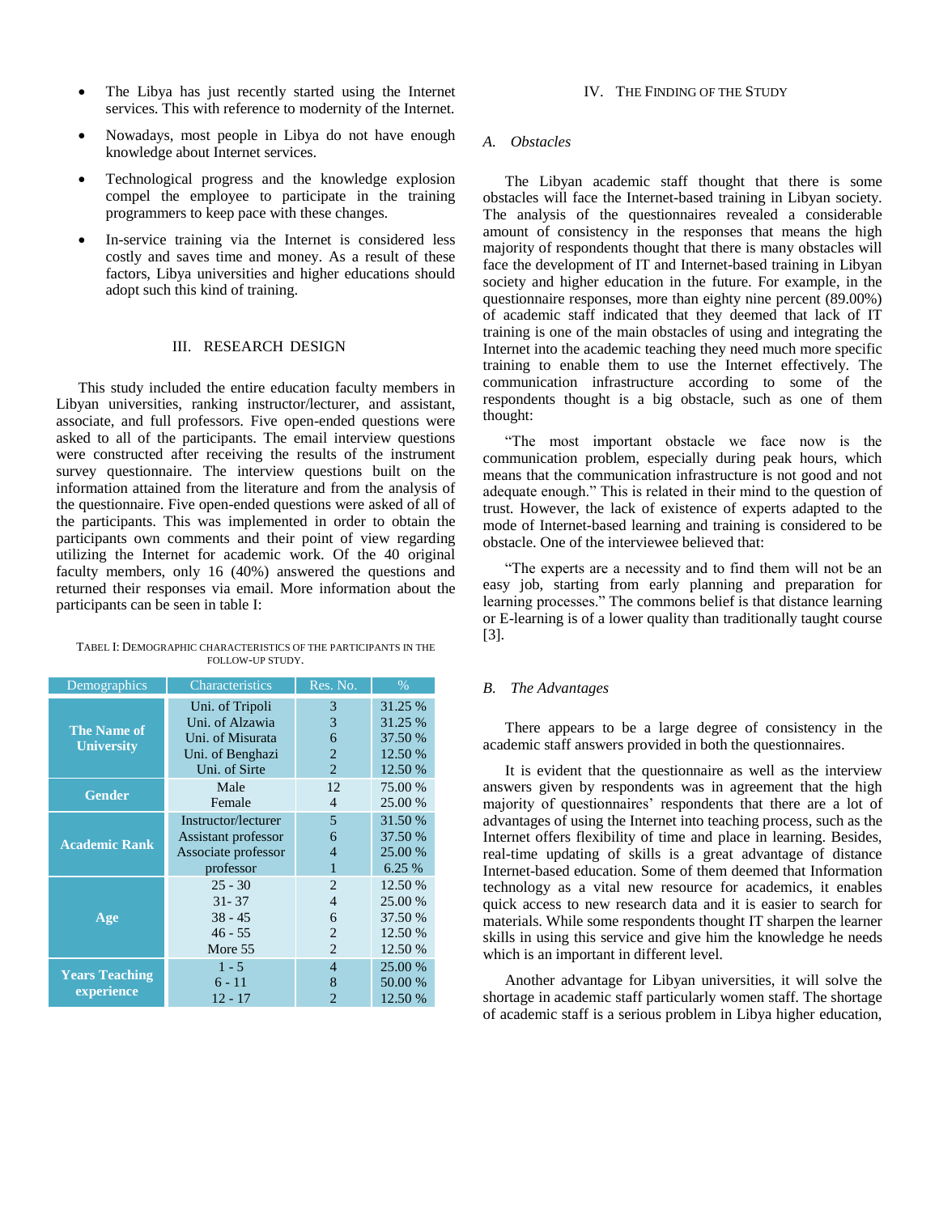- The Libya has just recently started using the Internet services. This with reference to modernity of the Internet.
- Nowadays, most people in Libya do not have enough knowledge about Internet services.
- Technological progress and the knowledge explosion compel the employee to participate in the training programmers to keep pace with these changes.
- In-service training via the Internet is considered less costly and saves time and money. As a result of these factors, Libya universities and higher educations should adopt such this kind of training.

## III. RESEARCH DESIGN

This study included the entire education faculty members in Libyan universities, ranking instructor/lecturer, and assistant, associate, and full professors. Five open-ended questions were asked to all of the participants. The email interview questions were constructed after receiving the results of the instrument survey questionnaire. The interview questions built on the information attained from the literature and from the analysis of the questionnaire. Five open-ended questions were asked of all of the participants. This was implemented in order to obtain the participants own comments and their point of view regarding utilizing the Internet for academic work. Of the 40 original faculty members, only 16 (40%) answered the questions and returned their responses via email. More information about the participants can be seen in table I:

TABEL I: DEMOGRAPHIC CHARACTERISTICS OF THE PARTICIPANTS IN THE FOLLOW-UP STUDY.

| Demographics | Characteristics | Res. No. | % |
|---|---|---|---|
| **The Name of University** | Uni. of Tripoli | 3 | 31.25 % |
| | Uni. of Alzawia | 3 | 31.25 % |
| | Uni. of Misurata | 6 | 37.50 % |
| | Uni. of Benghazi | 2 | 12.50 % |
| | Uni. of Sirte | 2 | 12.50 % |
| **Gender** | Male | 12 | 75.00 % |
| | Female | 4 | 25.00 % |
| **Academic Rank** | Instructor/lecturer | 5 | 31.50 % |
| | Assistant professor | 6 | 37.50 % |
| | Associate professor | 4 | 25.00 % |
| | professor | 1 | 6.25 % |
| **Age** | 25 - 30 | 2 | 12.50 % |
| | 31- 37 | 4 | 25.00 % |
| | 38 - 45 | 6 | 37.50 % |
| | 46 - 55 | 2 | 12.50 % |
| | More 55 | 2 | 12.50 % |
| **Years Teaching experience** | 1 - 5 | 4 | 25.00 % |
| | 6 - 11 | 8 | 50.00 % |
| | 12 - 17 | 2 | 12.50 % |

## IV. THE FINDING OF THE STUDY

### *A. Obstacles*

The Libyan academic staff thought that there is some obstacles will face the Internet-based training in Libyan society. The analysis of the questionnaires revealed a considerable amount of consistency in the responses that means the high majority of respondents thought that there is many obstacles will face the development of IT and Internet-based training in Libyan society and higher education in the future. For example, in the questionnaire responses, more than eighty nine percent (89.00%) of academic staff indicated that they deemed that lack of IT training is one of the main obstacles of using and integrating the Internet into the academic teaching they need much more specific training to enable them to use the Internet effectively. The communication infrastructure according to some of the respondents thought is a big obstacle, such as one of them thought:

"The most important obstacle we face now is the communication problem, especially during peak hours, which means that the communication infrastructure is not good and not adequate enough." This is related in their mind to the question of trust. However, the lack of existence of experts adapted to the mode of Internet-based learning and training is considered to be obstacle. One of the interviewee believed that:

"The experts are a necessity and to find them will not be an easy job, starting from early planning and preparation for learning processes." The commons belief is that distance learning or E-learning is of a lower quality than traditionally taught course [3].

### *B. The Advantages*

There appears to be a large degree of consistency in the academic staff answers provided in both the questionnaires.

It is evident that the questionnaire as well as the interview answers given by respondents was in agreement that the high majority of questionnaires' respondents that there are a lot of advantages of using the Internet into teaching process, such as the Internet offers flexibility of time and place in learning. Besides, real-time updating of skills is a great advantage of distance Internet-based education. Some of them deemed that Information technology as a vital new resource for academics, it enables quick access to new research data and it is easier to search for materials. While some respondents thought IT sharpen the learner skills in using this service and give him the knowledge he needs which is an important in different level.

Another advantage for Libyan universities, it will solve the shortage in academic staff particularly women staff. The shortage of academic staff is a serious problem in Libya higher education,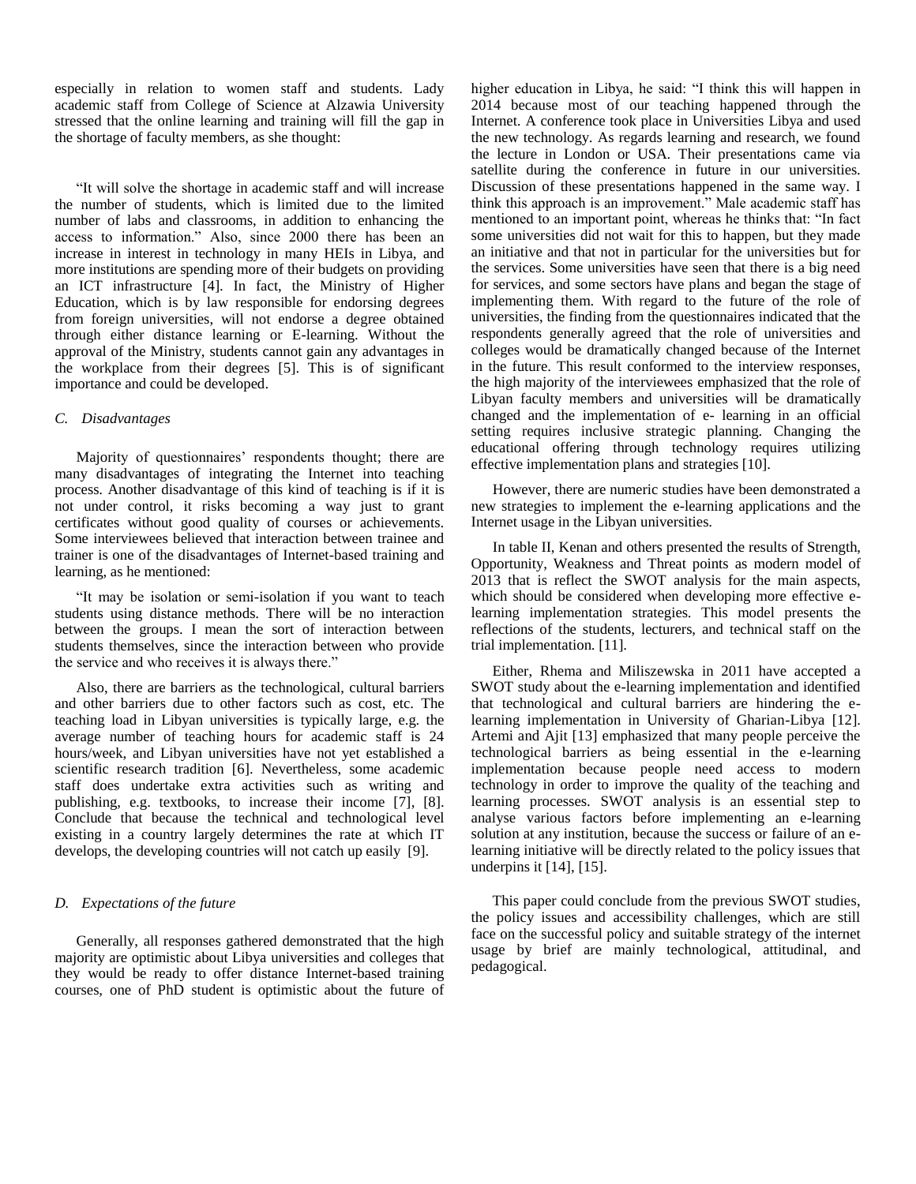especially in relation to women staff and students. Lady academic staff from College of Science at Alzawia University stressed that the online learning and training will fill the gap in the shortage of faculty members, as she thought:

"It will solve the shortage in academic staff and will increase the number of students, which is limited due to the limited number of labs and classrooms, in addition to enhancing the access to information." Also, since 2000 there has been an increase in interest in technology in many HEIs in Libya, and more institutions are spending more of their budgets on providing an ICT infrastructure [4]. In fact, the Ministry of Higher Education, which is by law responsible for endorsing degrees from foreign universities, will not endorse a degree obtained through either distance learning or E-learning. Without the approval of the Ministry, students cannot gain any advantages in the workplace from their degrees [5]. This is of significant importance and could be developed.

### *C. Disadvantages*

Majority of questionnaires' respondents thought; there are many disadvantages of integrating the Internet into teaching process. Another disadvantage of this kind of teaching is if it is not under control, it risks becoming a way just to grant certificates without good quality of courses or achievements. Some interviewees believed that interaction between trainee and trainer is one of the disadvantages of Internet-based training and learning, as he mentioned:

"It may be isolation or semi-isolation if you want to teach students using distance methods. There will be no interaction between the groups. I mean the sort of interaction between students themselves, since the interaction between who provide the service and who receives it is always there."

Also, there are barriers as the technological, cultural barriers and other barriers due to other factors such as cost, etc. The teaching load in Libyan universities is typically large, e.g. the average number of teaching hours for academic staff is 24 hours/week, and Libyan universities have not yet established a scientific research tradition [6]. Nevertheless, some academic staff does undertake extra activities such as writing and publishing, e.g. textbooks, to increase their income [7], [8]. Conclude that because the technical and technological level existing in a country largely determines the rate at which IT develops, the developing countries will not catch up easily [9].

### *D. Expectations of the future*

Generally, all responses gathered demonstrated that the high majority are optimistic about Libya universities and colleges that they would be ready to offer distance Internet-based training courses, one of PhD student is optimistic about the future of higher education in Libya, he said: "I think this will happen in 2014 because most of our teaching happened through the Internet. A conference took place in Universities Libya and used the new technology. As regards learning and research, we found the lecture in London or USA. Their presentations came via satellite during the conference in future in our universities. Discussion of these presentations happened in the same way. I think this approach is an improvement." Male academic staff has mentioned to an important point, whereas he thinks that: "In fact some universities did not wait for this to happen, but they made an initiative and that not in particular for the universities but for the services. Some universities have seen that there is a big need for services, and some sectors have plans and began the stage of implementing them. With regard to the future of the role of universities, the finding from the questionnaires indicated that the respondents generally agreed that the role of universities and colleges would be dramatically changed because of the Internet in the future. This result conformed to the interview responses, the high majority of the interviewees emphasized that the role of Libyan faculty members and universities will be dramatically changed and the implementation of e- learning in an official setting requires inclusive strategic planning. Changing the educational offering through technology requires utilizing effective implementation plans and strategies [10].

However, there are numeric studies have been demonstrated a new strategies to implement the e-learning applications and the Internet usage in the Libyan universities.

In table II, Kenan and others presented the results of Strength, Opportunity, Weakness and Threat points as modern model of 2013 that is reflect the SWOT analysis for the main aspects, which should be considered when developing more effective e-learning implementation strategies. This model presents the reflections of the students, lecturers, and technical staff on the trial implementation. [11].

Either, Rhema and Miliszewska in 2011 have accepted a SWOT study about the e-learning implementation and identified that technological and cultural barriers are hindering the e-learning implementation in University of Gharian-Libya [12]. Artemi and Ajit [13] emphasized that many people perceive the technological barriers as being essential in the e-learning implementation because people need access to modern technology in order to improve the quality of the teaching and learning processes. SWOT analysis is an essential step to analyse various factors before implementing an e-learning solution at any institution, because the success or failure of an e-learning initiative will be directly related to the policy issues that underpins it [14], [15].

This paper could conclude from the previous SWOT studies, the policy issues and accessibility challenges, which are still face on the successful policy and suitable strategy of the internet usage by brief are mainly technological, attitudinal, and pedagogical.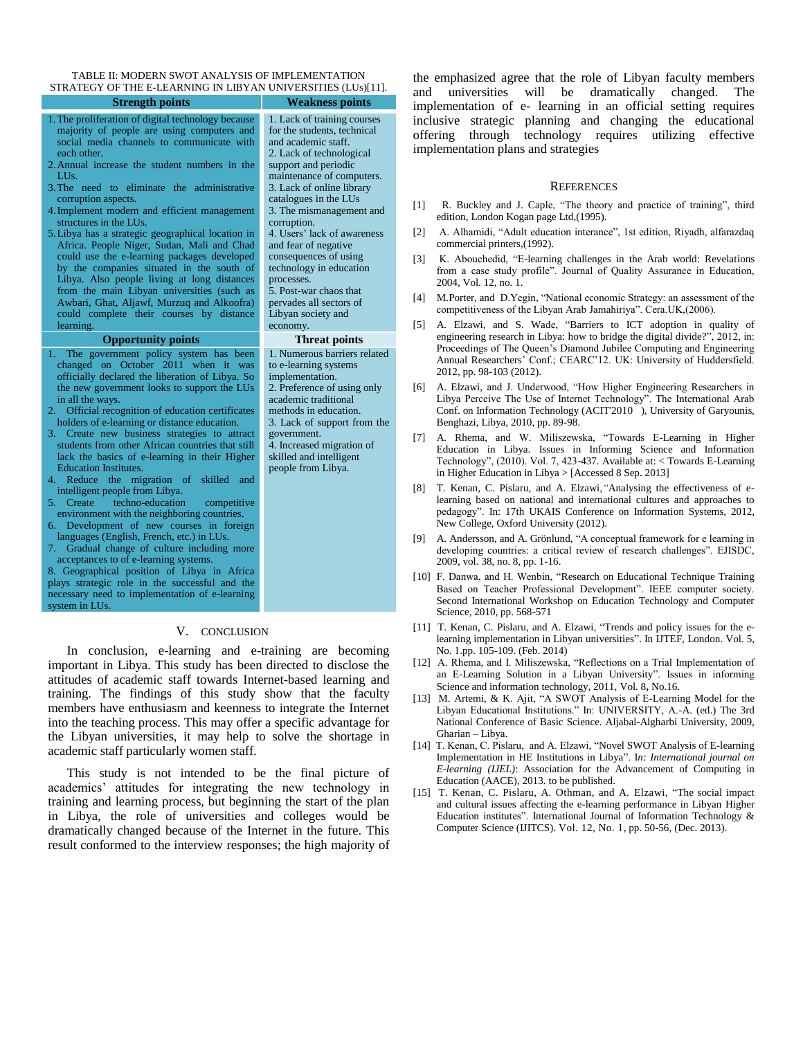TABLE II: MODERN SWOT ANALYSIS OF IMPLEMENTATION STRATEGY OF THE E-LEARNING IN LIBYAN UNIVERSITIES (LUs)[11].

| **Strength points** | **Weakness points** |
|---|---|
| 1. The proliferation of digital technology because majority of people are using computers and social media channels to communicate with each other.<br>2. Annual increase the student numbers in the LUs.<br>3. The need to eliminate the administrative corruption aspects.<br>4. Implement modern and efficient management structures in the LUs.<br>5. Libya has a strategic geographical location in Africa. People Niger, Sudan, Mali and Chad could use the e-learning packages developed by the companies situated in the south of Libya. Also people living at long distances from the main Libyan universities (such as Awbari, Ghat, Aljawf, Murzuq and Alkoofra) could complete their courses by distance learning. | 1. Lack of training courses for the students, technical and academic staff.<br>2. Lack of technological support and periodic maintenance of computers.<br>3. Lack of online library catalogues in the LUs<br>3. The mismanagement and corruption.<br>4. Users' lack of awareness and fear of negative consequences of using technology in education processes.<br>5. Post-war chaos that pervades all sectors of Libyan society and economy. |
| **Opportunity points** | **Threat points** |
| 1. The government policy system has been changed on October 2011 when it was officially declared the liberation of Libya. So the new government looks to support the LUs in all the ways.<br>2. Official recognition of education certificates holders of e-learning or distance education.<br>3. Create new business strategies to attract students from other African countries that still lack the basics of e-learning in their Higher Education Institutes.<br>4. Reduce the migration of skilled and intelligent people from Libya.<br>5. Create techno-education competitive environment with the neighboring countries.<br>6. Development of new courses in foreign languages (English, French, etc.) in LUs.<br>7. Gradual change of culture including more acceptances to of e-learning systems.<br>8. Geographical position of Libya in Africa plays strategic role in the successful and the necessary need to implementation of e-learning system in LUs. | 1. Numerous barriers related to e-learning systems implementation.<br>2. Preference of using only academic traditional methods in education.<br>3. Lack of support from the government.<br>4. Increased migration of skilled and intelligent people from Libya. |

## V. CONCLUSION

In conclusion, e-learning and e-training are becoming important in Libya. This study has been directed to disclose the attitudes of academic staff towards Internet-based learning and training. The findings of this study show that the faculty members have enthusiasm and keenness to integrate the Internet into the teaching process. This may offer a specific advantage for the Libyan universities, it may help to solve the shortage in academic staff particularly women staff.

This study is not intended to be the final picture of academics' attitudes for integrating the new technology in training and learning process, but beginning the start of the plan in Libya, the role of universities and colleges would be dramatically changed because of the Internet in the future. This result conformed to the interview responses; the high majority of the emphasized agree that the role of Libyan faculty members and universities will be dramatically changed. The implementation of e- learning in an official setting requires inclusive strategic planning and changing the educational offering through technology requires utilizing effective implementation plans and strategies

## REFERENCES

[1] R. Buckley and J. Caple, "The theory and practice of training", third edition, London Kogan page Ltd,(1995).

[2] A. Alhamidi, "Adult education interance", 1st edition, Riyadh, alfarazdaq commercial printers,(1992).

[3] K. Abouchedid, "E-learning challenges in the Arab world: Revelations from a case study profile". Journal of Quality Assurance in Education, 2004, Vol. 12, no. 1.

[4] M.Porter, and D.Yegin, "National economic Strategy: an assessment of the competitiveness of the Libyan Arab Jamahiriya". Cera.UK,(2006).

[5] A. Elzawi, and S. Wade, "Barriers to ICT adoption in quality of engineering research in Libya: how to bridge the digital divide?", 2012, in: Proceedings of The Queen's Diamond Jubilee Computing and Engineering Annual Researchers' Conf.; CEARC'12. UK: University of Huddersfield. 2012, pp. 98-103 (2012).

[6] A. Elzawi, and J. Underwood, "How Higher Engineering Researchers in Libya Perceive The Use of Internet Technology". The International Arab Conf. on Information Technology (ACIT'2010 ), University of Garyounis, Benghazi, Libya, 2010, pp. 89-98.

[7] A. Rhema, and W. Miliszewska, "Towards E-Learning in Higher Education in Libya. Issues in Informing Science and Information Technology", (2010). Vol. 7, 423-437. Available at: < Towards E-Learning in Higher Education in Libya > [Accessed 8 Sep. 2013]

[8] T. Kenan, C. Pislaru, and A. Elzawi,"Analysing the effectiveness of e-learning based on national and international cultures and approaches to pedagogy". In: 17th UKAIS Conference on Information Systems, 2012, New College, Oxford University (2012).

[9] A. Andersson, and A. Grönlund, "A conceptual framework for e learning in developing countries: a critical review of research challenges". EJISDC, 2009, vol. 38, no. 8, pp. 1-16.

[10] F. Danwa, and H. Wenbin, "Research on Educational Technique Training Based on Teacher Professional Development". IEEE computer society. Second International Workshop on Education Technology and Computer Science, 2010, pp. 568-571

[11] T. Kenan, C. Pislaru, and A. Elzawi, "Trends and policy issues for the e-learning implementation in Libyan universities". In IJTEF, London. Vol. 5, No. 1.pp. 105-109. (Feb. 2014)

[12] A. Rhema, and I. Miliszewska, "Reflections on a Trial Implementation of an E-Learning Solution in a Libyan University". Issues in informing Science and information technology, 2011, Vol. 8, No.16.

[13] M. Artemi, & K. Ajit, "A SWOT Analysis of E-Learning Model for the Libyan Educational Institutions." In: UNIVERSITY, A.-A. (ed.) The 3rd National Conference of Basic Science. Aljabal-Algharbi University, 2009, Gharian – Libya.

[14] T. Kenan, C. Pislaru, and A. Elzawi, "Novel SWOT Analysis of E-learning Implementation in HE Institutions in Libya". In: *International journal on E-learning (IJEL)*: Association for the Advancement of Computing in Education (AACE), 2013. to be published.

[15] T. Kenan, C. Pislaru, A. Othman, and A. Elzawi, "The social impact and cultural issues affecting the e-learning performance in Libyan Higher Education institutes". International Journal of Information Technology & Computer Science (IJITCS). Vol. 12, No. 1, pp. 50-56, (Dec. 2013).